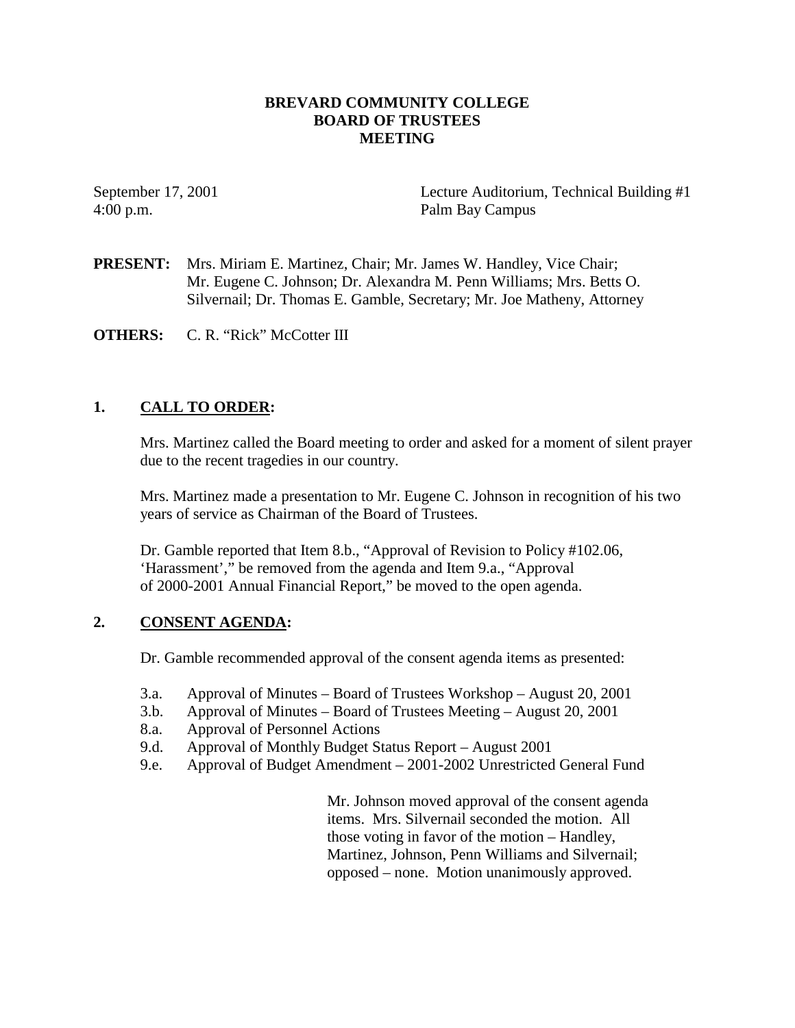# BREVARD COMMUNITY COLLEGE
# BOARD OF TRUSTEES
# MEETING

September 17, 2001
4:00 p.m.

Lecture Auditorium, Technical Building #1
Palm Bay Campus

**PRESENT:** Mrs. Miriam E. Martinez, Chair; Mr. James W. Handley, Vice Chair; Mr. Eugene C. Johnson; Dr. Alexandra M. Penn Williams; Mrs. Betts O. Silvernail; Dr. Thomas E. Gamble, Secretary; Mr. Joe Matheny, Attorney

**OTHERS:** C. R. "Rick" McCotter III

## 1. CALL TO ORDER:

Mrs. Martinez called the Board meeting to order and asked for a moment of silent prayer due to the recent tragedies in our country.

Mrs. Martinez made a presentation to Mr. Eugene C. Johnson in recognition of his two years of service as Chairman of the Board of Trustees.

Dr. Gamble reported that Item 8.b., "Approval of Revision to Policy #102.06, 'Harassment'," be removed from the agenda and Item 9.a., "Approval of 2000-2001 Annual Financial Report," be moved to the open agenda.

## 2. CONSENT AGENDA:

Dr. Gamble recommended approval of the consent agenda items as presented:

- 3.a. Approval of Minutes – Board of Trustees Workshop – August 20, 2001
- 3.b. Approval of Minutes – Board of Trustees Meeting – August 20, 2001
- 8.a. Approval of Personnel Actions
- 9.d. Approval of Monthly Budget Status Report – August 2001
- 9.e. Approval of Budget Amendment – 2001-2002 Unrestricted General Fund

Mr. Johnson moved approval of the consent agenda items. Mrs. Silvernail seconded the motion. All those voting in favor of the motion – Handley, Martinez, Johnson, Penn Williams and Silvernail; opposed – none. Motion unanimously approved.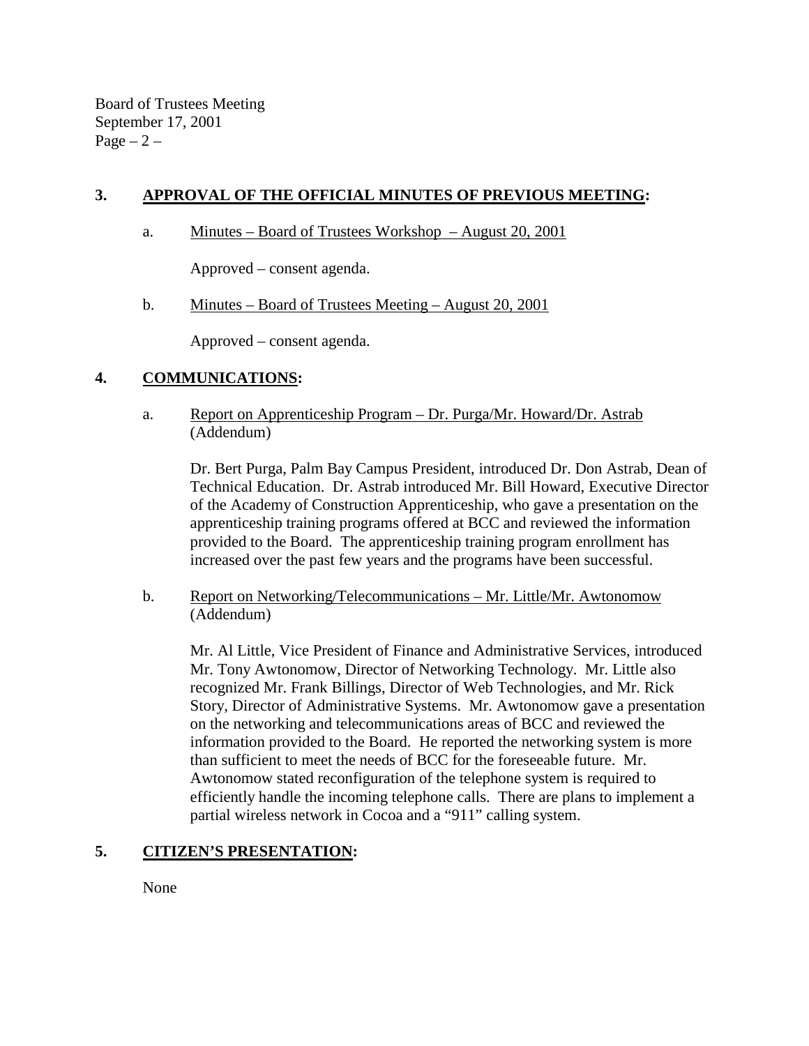## 3. APPROVAL OF THE OFFICIAL MINUTES OF PREVIOUS MEETING:

a. Minutes – Board of Trustees Workshop – August 20, 2001

Approved – consent agenda.

b. Minutes – Board of Trustees Meeting – August 20, 2001

Approved – consent agenda.

## 4. COMMUNICATIONS:

a. Report on Apprenticeship Program – Dr. Purga/Mr. Howard/Dr. Astrab (Addendum)

Dr. Bert Purga, Palm Bay Campus President, introduced Dr. Don Astrab, Dean of Technical Education. Dr. Astrab introduced Mr. Bill Howard, Executive Director of the Academy of Construction Apprenticeship, who gave a presentation on the apprenticeship training programs offered at BCC and reviewed the information provided to the Board. The apprenticeship training program enrollment has increased over the past few years and the programs have been successful.

b. Report on Networking/Telecommunications – Mr. Little/Mr. Awtonomow (Addendum)

Mr. Al Little, Vice President of Finance and Administrative Services, introduced Mr. Tony Awtonomow, Director of Networking Technology. Mr. Little also recognized Mr. Frank Billings, Director of Web Technologies, and Mr. Rick Story, Director of Administrative Systems. Mr. Awtonomow gave a presentation on the networking and telecommunications areas of BCC and reviewed the information provided to the Board. He reported the networking system is more than sufficient to meet the needs of BCC for the foreseeable future. Mr. Awtonomow stated reconfiguration of the telephone system is required to efficiently handle the incoming telephone calls. There are plans to implement a partial wireless network in Cocoa and a "911" calling system.

## 5. CITIZEN'S PRESENTATION:

None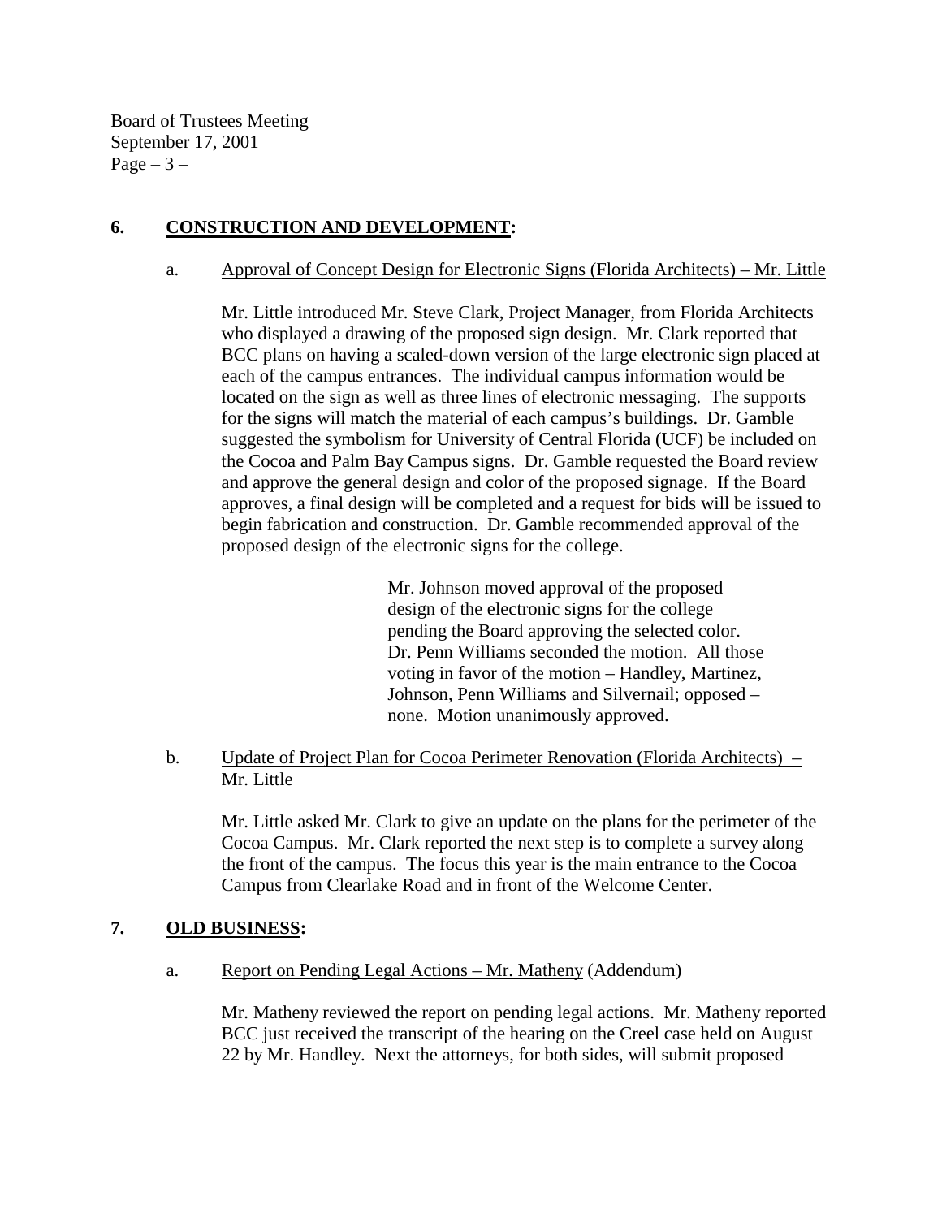## 6. **CONSTRUCTION AND DEVELOPMENT:**

a. Approval of Concept Design for Electronic Signs (Florida Architects) – Mr. Little

Mr. Little introduced Mr. Steve Clark, Project Manager, from Florida Architects who displayed a drawing of the proposed sign design. Mr. Clark reported that BCC plans on having a scaled-down version of the large electronic sign placed at each of the campus entrances. The individual campus information would be located on the sign as well as three lines of electronic messaging. The supports for the signs will match the material of each campus's buildings. Dr. Gamble suggested the symbolism for University of Central Florida (UCF) be included on the Cocoa and Palm Bay Campus signs. Dr. Gamble requested the Board review and approve the general design and color of the proposed signage. If the Board approves, a final design will be completed and a request for bids will be issued to begin fabrication and construction. Dr. Gamble recommended approval of the proposed design of the electronic signs for the college.

> Mr. Johnson moved approval of the proposed design of the electronic signs for the college pending the Board approving the selected color. Dr. Penn Williams seconded the motion. All those voting in favor of the motion – Handley, Martinez, Johnson, Penn Williams and Silvernail; opposed – none. Motion unanimously approved.

b. Update of Project Plan for Cocoa Perimeter Renovation (Florida Architects) – Mr. Little

Mr. Little asked Mr. Clark to give an update on the plans for the perimeter of the Cocoa Campus. Mr. Clark reported the next step is to complete a survey along the front of the campus. The focus this year is the main entrance to the Cocoa Campus from Clearlake Road and in front of the Welcome Center.

## 7. **OLD BUSINESS:**

a. Report on Pending Legal Actions – Mr. Matheny (Addendum)

Mr. Matheny reviewed the report on pending legal actions. Mr. Matheny reported BCC just received the transcript of the hearing on the Creel case held on August 22 by Mr. Handley. Next the attorneys, for both sides, will submit proposed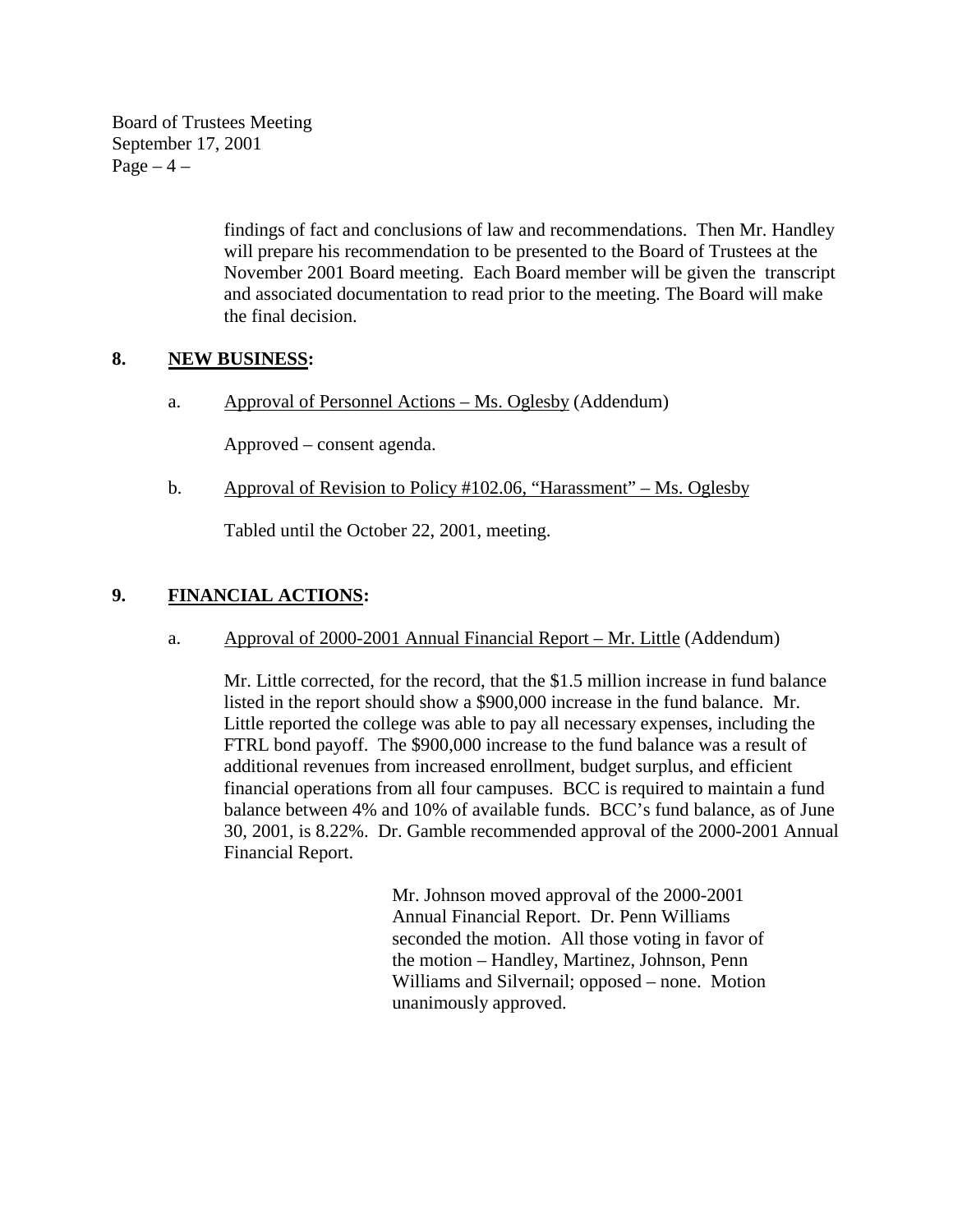findings of fact and conclusions of law and recommendations. Then Mr. Handley will prepare his recommendation to be presented to the Board of Trustees at the November 2001 Board meeting. Each Board member will be given the transcript and associated documentation to read prior to the meeting. The Board will make the final decision.

## 8. NEW BUSINESS:

a. Approval of Personnel Actions – Ms. Oglesby (Addendum)

Approved – consent agenda.

b. Approval of Revision to Policy #102.06, "Harassment" – Ms. Oglesby

Tabled until the October 22, 2001, meeting.

## 9. FINANCIAL ACTIONS:

a. Approval of 2000-2001 Annual Financial Report – Mr. Little (Addendum)

Mr. Little corrected, for the record, that the $1.5 million increase in fund balance listed in the report should show a $900,000 increase in the fund balance. Mr. Little reported the college was able to pay all necessary expenses, including the FTRL bond payoff. The $900,000 increase to the fund balance was a result of additional revenues from increased enrollment, budget surplus, and efficient financial operations from all four campuses. BCC is required to maintain a fund balance between 4% and 10% of available funds. BCC's fund balance, as of June 30, 2001, is 8.22%. Dr. Gamble recommended approval of the 2000-2001 Annual Financial Report.

> Mr. Johnson moved approval of the 2000-2001 Annual Financial Report. Dr. Penn Williams seconded the motion. All those voting in favor of the motion – Handley, Martinez, Johnson, Penn Williams and Silvernail; opposed – none. Motion unanimously approved.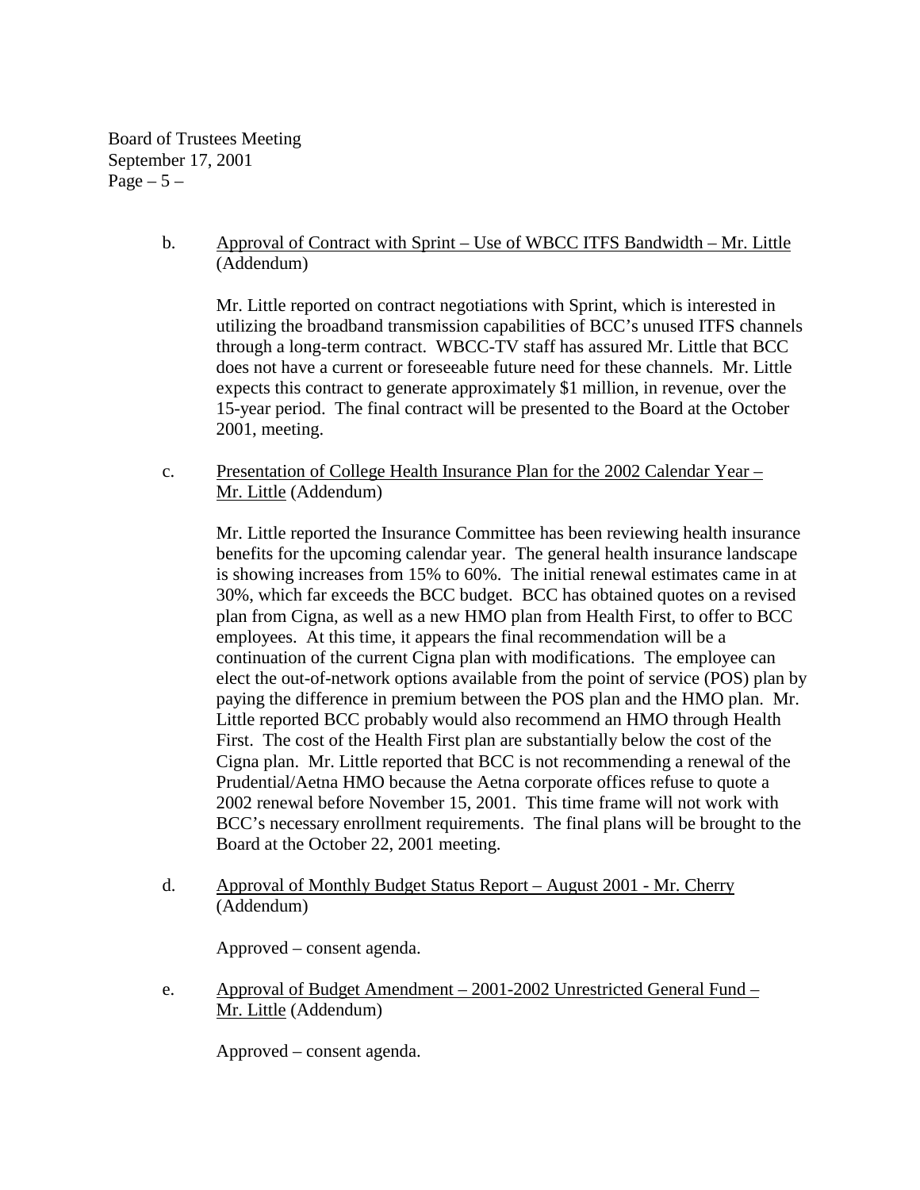b. Approval of Contract with Sprint – Use of WBCC ITFS Bandwidth – Mr. Little (Addendum)

Mr. Little reported on contract negotiations with Sprint, which is interested in utilizing the broadband transmission capabilities of BCC's unused ITFS channels through a long-term contract. WBCC-TV staff has assured Mr. Little that BCC does not have a current or foreseeable future need for these channels. Mr. Little expects this contract to generate approximately $1 million, in revenue, over the 15-year period. The final contract will be presented to the Board at the October 2001, meeting.

c. Presentation of College Health Insurance Plan for the 2002 Calendar Year – Mr. Little (Addendum)

Mr. Little reported the Insurance Committee has been reviewing health insurance benefits for the upcoming calendar year. The general health insurance landscape is showing increases from 15% to 60%. The initial renewal estimates came in at 30%, which far exceeds the BCC budget. BCC has obtained quotes on a revised plan from Cigna, as well as a new HMO plan from Health First, to offer to BCC employees. At this time, it appears the final recommendation will be a continuation of the current Cigna plan with modifications. The employee can elect the out-of-network options available from the point of service (POS) plan by paying the difference in premium between the POS plan and the HMO plan. Mr. Little reported BCC probably would also recommend an HMO through Health First. The cost of the Health First plan are substantially below the cost of the Cigna plan. Mr. Little reported that BCC is not recommending a renewal of the Prudential/Aetna HMO because the Aetna corporate offices refuse to quote a 2002 renewal before November 15, 2001. This time frame will not work with BCC's necessary enrollment requirements. The final plans will be brought to the Board at the October 22, 2001 meeting.

d. Approval of Monthly Budget Status Report – August 2001 - Mr. Cherry (Addendum)

Approved – consent agenda.

e. Approval of Budget Amendment – 2001-2002 Unrestricted General Fund – Mr. Little (Addendum)

Approved – consent agenda.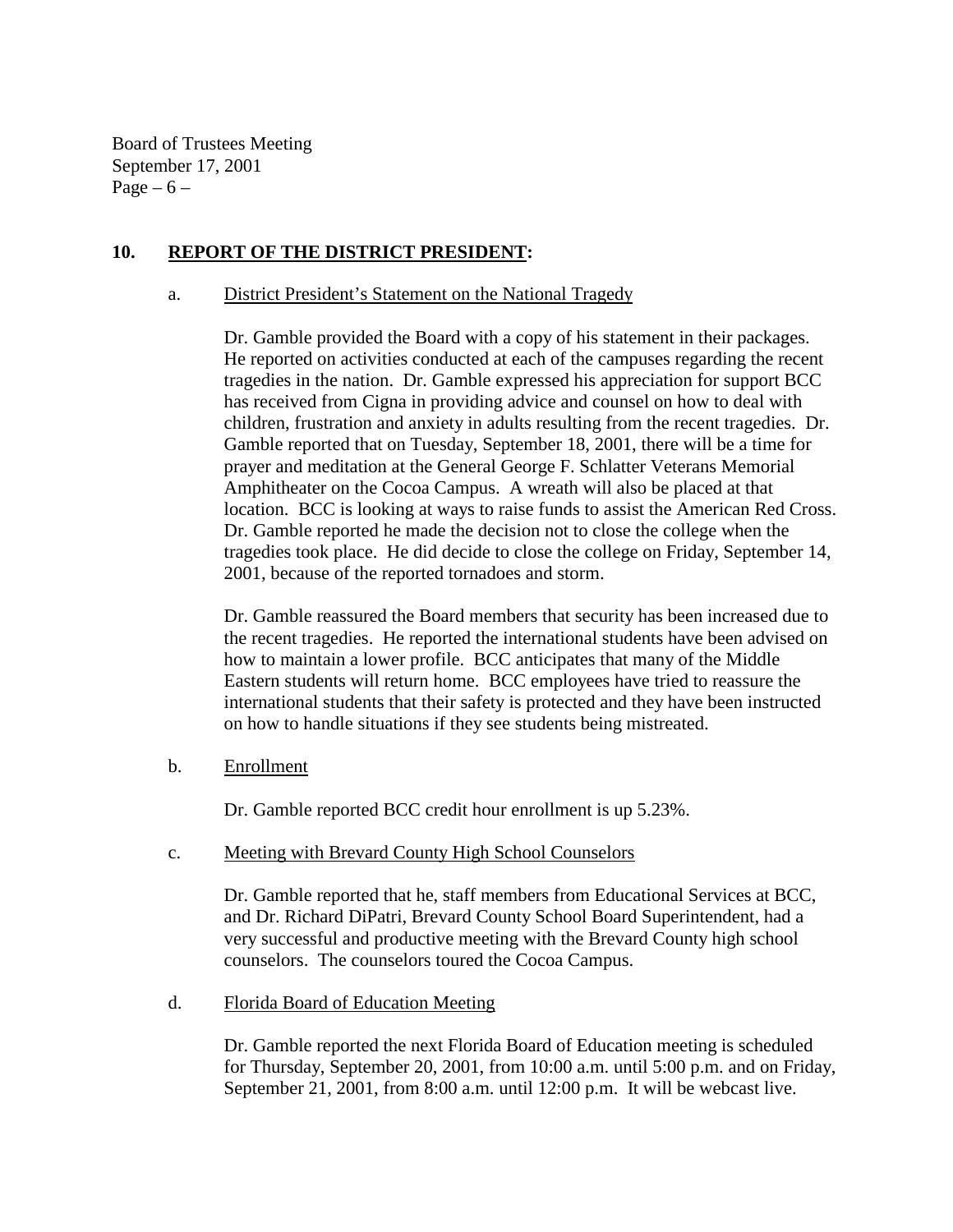## 10. **REPORT OF THE DISTRICT PRESIDENT:**

a. District President's Statement on the National Tragedy

Dr. Gamble provided the Board with a copy of his statement in their packages. He reported on activities conducted at each of the campuses regarding the recent tragedies in the nation. Dr. Gamble expressed his appreciation for support BCC has received from Cigna in providing advice and counsel on how to deal with children, frustration and anxiety in adults resulting from the recent tragedies. Dr. Gamble reported that on Tuesday, September 18, 2001, there will be a time for prayer and meditation at the General George F. Schlatter Veterans Memorial Amphitheater on the Cocoa Campus. A wreath will also be placed at that location. BCC is looking at ways to raise funds to assist the American Red Cross. Dr. Gamble reported he made the decision not to close the college when the tragedies took place. He did decide to close the college on Friday, September 14, 2001, because of the reported tornadoes and storm.

Dr. Gamble reassured the Board members that security has been increased due to the recent tragedies. He reported the international students have been advised on how to maintain a lower profile. BCC anticipates that many of the Middle Eastern students will return home. BCC employees have tried to reassure the international students that their safety is protected and they have been instructed on how to handle situations if they see students being mistreated.

b. Enrollment

Dr. Gamble reported BCC credit hour enrollment is up 5.23%.

c. Meeting with Brevard County High School Counselors

Dr. Gamble reported that he, staff members from Educational Services at BCC, and Dr. Richard DiPatri, Brevard County School Board Superintendent, had a very successful and productive meeting with the Brevard County high school counselors. The counselors toured the Cocoa Campus.

d. Florida Board of Education Meeting

Dr. Gamble reported the next Florida Board of Education meeting is scheduled for Thursday, September 20, 2001, from 10:00 a.m. until 5:00 p.m. and on Friday, September 21, 2001, from 8:00 a.m. until 12:00 p.m. It will be webcast live.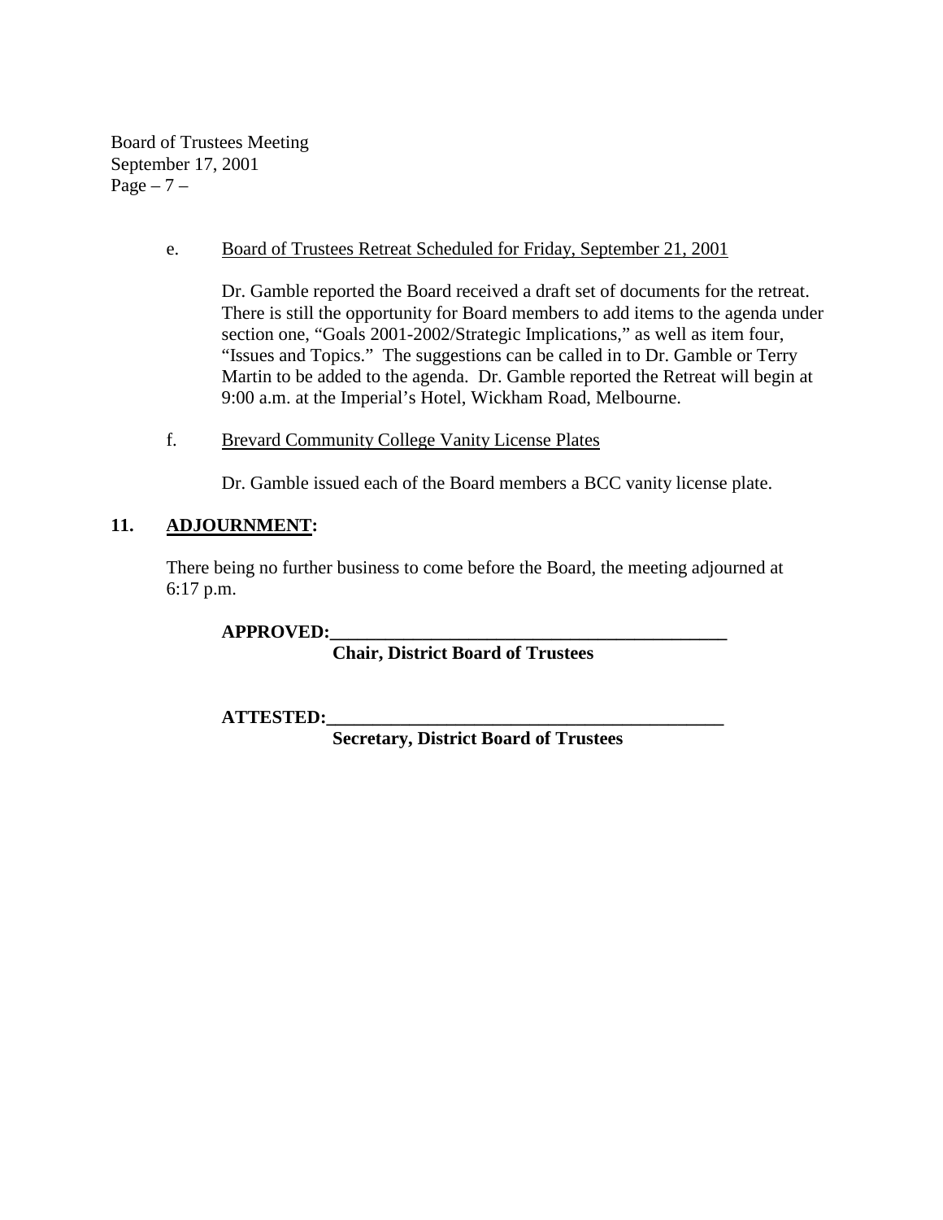e. Board of Trustees Retreat Scheduled for Friday, September 21, 2001

Dr. Gamble reported the Board received a draft set of documents for the retreat. There is still the opportunity for Board members to add items to the agenda under section one, "Goals 2001-2002/Strategic Implications," as well as item four, "Issues and Topics." The suggestions can be called in to Dr. Gamble or Terry Martin to be added to the agenda. Dr. Gamble reported the Retreat will begin at 9:00 a.m. at the Imperial's Hotel, Wickham Road, Melbourne.

f. Brevard Community College Vanity License Plates

Dr. Gamble issued each of the Board members a BCC vanity license plate.

**11. ADJOURNMENT:**

There being no further business to come before the Board, the meeting adjourned at 6:17 p.m.

**APPROVED:**\_\_\_\_\_\_\_\_\_\_\_\_\_\_\_\_\_\_\_\_\_\_\_\_\_\_\_\_\_\_\_\_\_\_\_\_\_\_\_\_\_\_\_\_
**Chair, District Board of Trustees**

**ATTESTED:**\_\_\_\_\_\_\_\_\_\_\_\_\_\_\_\_\_\_\_\_\_\_\_\_\_\_\_\_\_\_\_\_\_\_\_\_\_\_\_\_\_\_\_\_
**Secretary, District Board of Trustees**